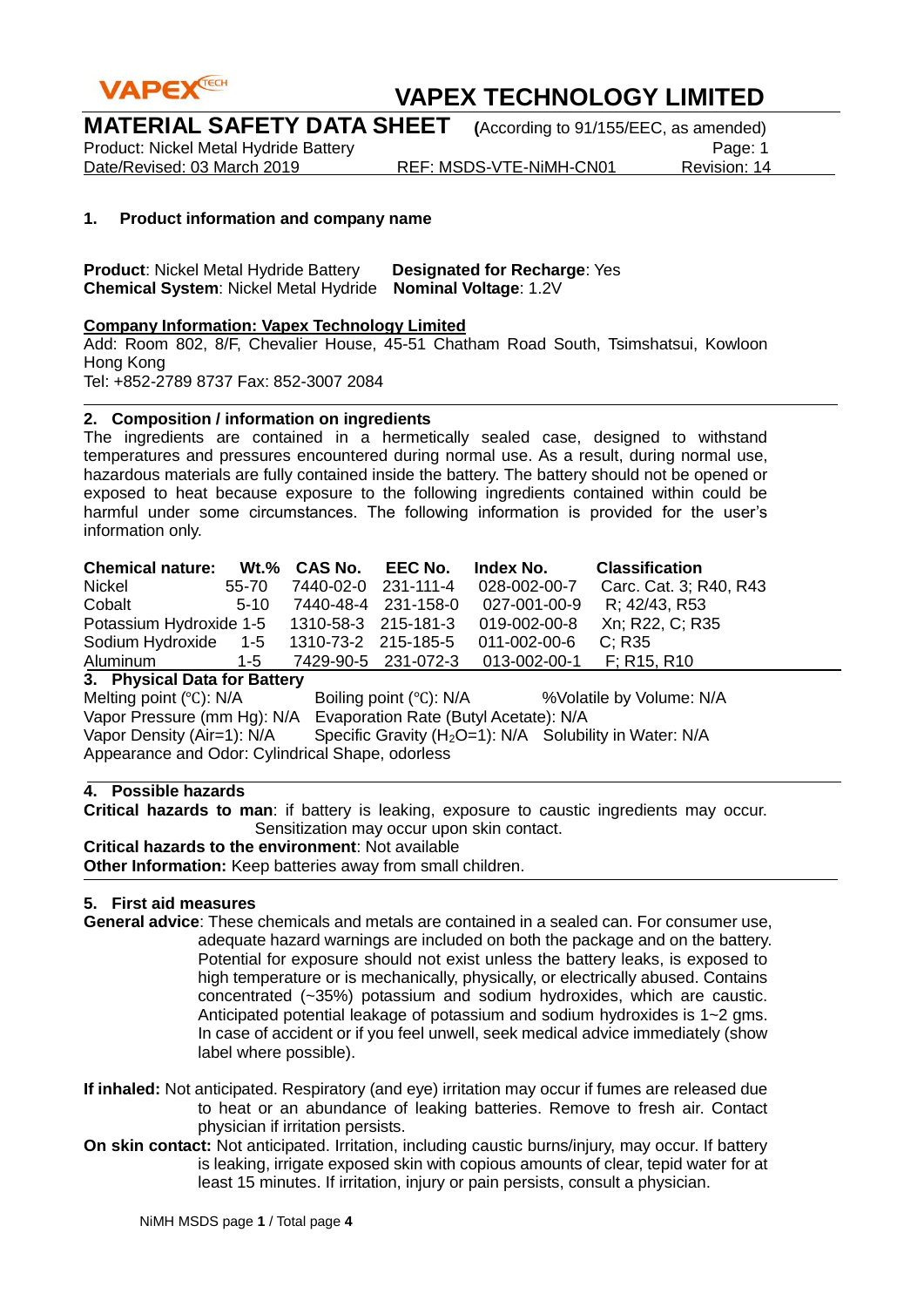# VAPEX TECHNOLOGY LIMITED

## MATERIAL SAFETY DATA SHEET (According to 91/155/EEC, as amended)

Product: Nickel Metal Hydride Battery

Date/Revised: 03 March 2019 REF: MSDS-VTE-NiMH-CN01 Revision: 14

### 1. Product information and company name

**Product**: Nickel Metal Hydride Battery **Designated for Recharge**: Yes
**Chemical System**: Nickel Metal Hydride **Nominal Voltage**: 1.2V

**Company Information: Vapex Technology Limited**

Add: Room 802, 8/F, Chevalier House, 45-51 Chatham Road South, Tsimshatsui, Kowloon Hong Kong

Tel: +852-2789 8737 Fax: 852-3007 2084

### 2. Composition / information on ingredients

The ingredients are contained in a hermetically sealed case, designed to withstand temperatures and pressures encountered during normal use. As a result, during normal use, hazardous materials are fully contained inside the battery. The battery should not be opened or exposed to heat because exposure to the following ingredients contained within could be harmful under some circumstances. The following information is provided for the user's information only.

| Chemical nature: | Wt.% | CAS No. | EEC No. | Index No. | Classification |
|---|---|---|---|---|---|
| Nickel | 55-70 | 7440-02-0 | 231-111-4 | 028-002-00-7 | Carc. Cat. 3; R40, R43 |
| Cobalt | 5-10 | 7440-48-4 | 231-158-0 | 027-001-00-9 | R; 42/43, R53 |
| Potassium Hydroxide | 1-5 | 1310-58-3 | 215-181-3 | 019-002-00-8 | Xn; R22, C; R35 |
| Sodium Hydroxide | 1-5 | 1310-73-2 | 215-185-5 | 011-002-00-6 | C; R35 |
| Aluminum | 1-5 | 7429-90-5 | 231-072-3 | 013-002-00-1 | F; R15, R10 |

### 3. Physical Data for Battery

Melting point (℃): N/A Boiling point (℃): N/A %Volatile by Volume: N/A
Vapor Pressure (mm Hg): N/A Evaporation Rate (Butyl Acetate): N/A
Vapor Density (Air=1): N/A Specific Gravity ($H_2O$=1): N/A Solubility in Water: N/A
Appearance and Odor: Cylindrical Shape, odorless

### 4. Possible hazards

**Critical hazards to man**: if battery is leaking, exposure to caustic ingredients may occur. Sensitization may occur upon skin contact.

**Critical hazards to the environment**: Not available

**Other Information:** Keep batteries away from small children.

### 5. First aid measures

**General advice**: These chemicals and metals are contained in a sealed can. For consumer use, adequate hazard warnings are included on both the package and on the battery. Potential for exposure should not exist unless the battery leaks, is exposed to high temperature or is mechanically, physically, or electrically abused. Contains concentrated (~35%) potassium and sodium hydroxides, which are caustic. Anticipated potential leakage of potassium and sodium hydroxides is 1~2 gms. In case of accident or if you feel unwell, seek medical advice immediately (show label where possible).

**If inhaled:** Not anticipated. Respiratory (and eye) irritation may occur if fumes are released due to heat or an abundance of leaking batteries. Remove to fresh air. Contact physician if irritation persists.

**On skin contact:** Not anticipated. Irritation, including caustic burns/injury, may occur. If battery is leaking, irrigate exposed skin with copious amounts of clear, tepid water for at least 15 minutes. If irritation, injury or pain persists, consult a physician.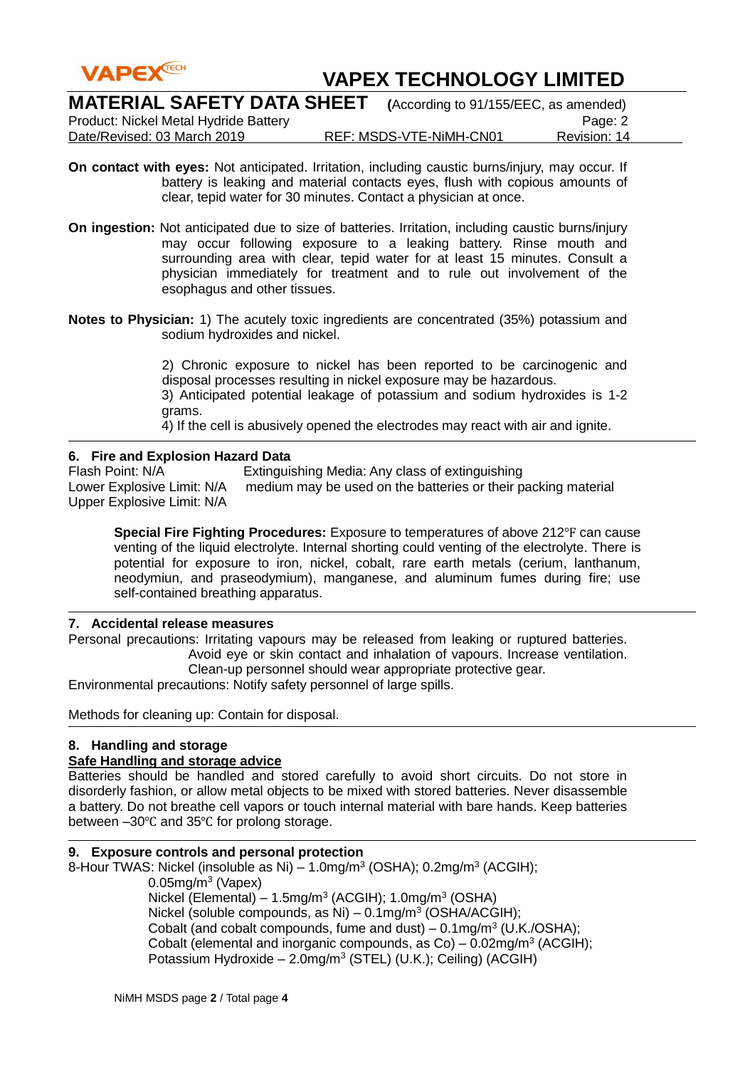**On contact with eyes:** Not anticipated. Irritation, including caustic burns/injury, may occur. If battery is leaking and material contacts eyes, flush with copious amounts of clear, tepid water for 30 minutes. Contact a physician at once.

**On ingestion:** Not anticipated due to size of batteries. Irritation, including caustic burns/injury may occur following exposure to a leaking battery. Rinse mouth and surrounding area with clear, tepid water for at least 15 minutes. Consult a physician immediately for treatment and to rule out involvement of the esophagus and other tissues.

**Notes to Physician:** 1) The acutely toxic ingredients are concentrated (35%) potassium and sodium hydroxides and nickel.

2) Chronic exposure to nickel has been reported to be carcinogenic and disposal processes resulting in nickel exposure may be hazardous.
3) Anticipated potential leakage of potassium and sodium hydroxides is 1-2 grams.
4) If the cell is abusively opened the electrodes may react with air and ignite.

## 6. Fire and Explosion Hazard Data

Flash Point: N/A
Lower Explosive Limit: N/A
Upper Explosive Limit: N/A

Extinguishing Media: Any class of extinguishing medium may be used on the batteries or their packing material

**Special Fire Fighting Procedures:** Exposure to temperatures of above 212℉ can cause venting of the liquid electrolyte. Internal shorting could venting of the electrolyte. There is potential for exposure to iron, nickel, cobalt, rare earth metals (cerium, lanthanum, neodymiun, and praseodymium), manganese, and aluminum fumes during fire; use self-contained breathing apparatus.

## 7. Accidental release measures

Personal precautions: Irritating vapours may be released from leaking or ruptured batteries. Avoid eye or skin contact and inhalation of vapours. Increase ventilation. Clean-up personnel should wear appropriate protective gear.

Environmental precautions: Notify safety personnel of large spills.

Methods for cleaning up: Contain for disposal.

## 8. Handling and storage

**Safe Handling and storage advice**

Batteries should be handled and stored carefully to avoid short circuits. Do not store in disorderly fashion, or allow metal objects to be mixed with stored batteries. Never disassemble a battery. Do not breathe cell vapors or touch internal material with bare hands. Keep batteries between –30℃ and 35℃ for prolong storage.

## 9. Exposure controls and personal protection

8-Hour TWAS: Nickel (insoluble as Ni) – 1.0mg/m$^3$ (OSHA); 0.2mg/m$^3$ (ACGIH); 0.05mg/m$^3$ (Vapex)
Nickel (Elemental) – 1.5mg/m$^3$ (ACGIH); 1.0mg/m$^3$ (OSHA)
Nickel (soluble compounds, as Ni) – 0.1mg/m$^3$ (OSHA/ACGIH);
Cobalt (and cobalt compounds, fume and dust) – 0.1mg/m$^3$ (U.K./OSHA);
Cobalt (elemental and inorganic compounds, as Co) – 0.02mg/m$^3$ (ACGIH);
Potassium Hydroxide – 2.0mg/m$^3$ (STEL) (U.K.); Ceiling) (ACGIH)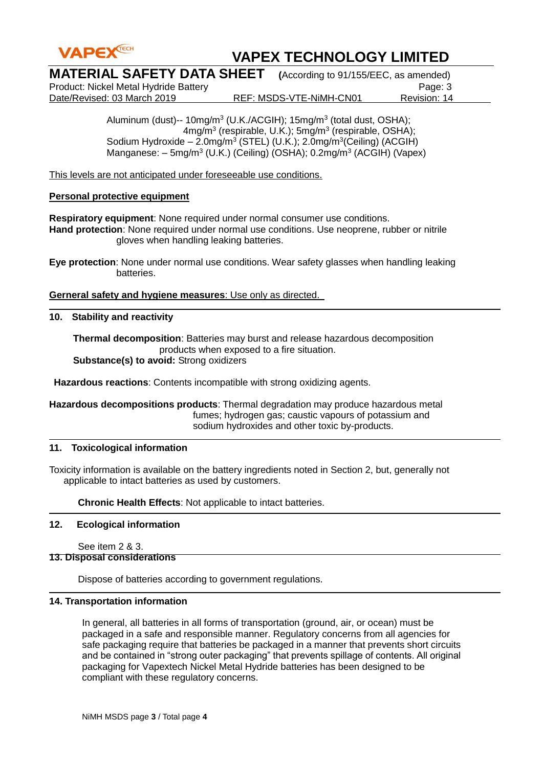Aluminum (dust)-- 10mg/m$^3$ (U.K./ACGIH); 15mg/m$^3$ (total dust, OSHA); 4mg/m$^3$ (respirable, U.K.); 5mg/m$^3$ (respirable, OSHA);
Sodium Hydroxide – 2.0mg/m$^3$ (STEL) (U.K.); 2.0mg/m$^3$(Ceiling) (ACGIH)
Manganese: – 5mg/m$^3$ (U.K.) (Ceiling) (OSHA); 0.2mg/m$^3$ (ACGIH) (Vapex)

<u>This levels are not anticipated under foreseeable use conditions.</u>

**<u>Personal protective equipment</u>**

**Respiratory equipment**: None required under normal consumer use conditions.
**Hand protection**: None required under normal use conditions. Use neoprene, rubber or nitrile gloves when handling leaking batteries.

**Eye protection**: None under normal use conditions. Wear safety glasses when handling leaking batteries.

**<u>Gerneral safety and hygiene measures</u>**<u>: Use only as directed.</u>

## 10. Stability and reactivity

**Thermal decomposition**: Batteries may burst and release hazardous decomposition products when exposed to a fire situation.
**Substance(s) to avoid:** Strong oxidizers

**Hazardous reactions**: Contents incompatible with strong oxidizing agents.

**Hazardous decompositions products**: Thermal degradation may produce hazardous metal fumes; hydrogen gas; caustic vapours of potassium and sodium hydroxides and other toxic by-products.

## 11. Toxicological information

Toxicity information is available on the battery ingredients noted in Section 2, but, generally not applicable to intact batteries as used by customers.

**Chronic Health Effects**: Not applicable to intact batteries.

## 12. Ecological information

See item 2 & 3.

## 13. Disposal considerations

Dispose of batteries according to government regulations.

## 14. Transportation information

In general, all batteries in all forms of transportation (ground, air, or ocean) must be packaged in a safe and responsible manner. Regulatory concerns from all agencies for safe packaging require that batteries be packaged in a manner that prevents short circuits and be contained in "strong outer packaging" that prevents spillage of contents. All original packaging for Vapextech Nickel Metal Hydride batteries has been designed to be compliant with these regulatory concerns.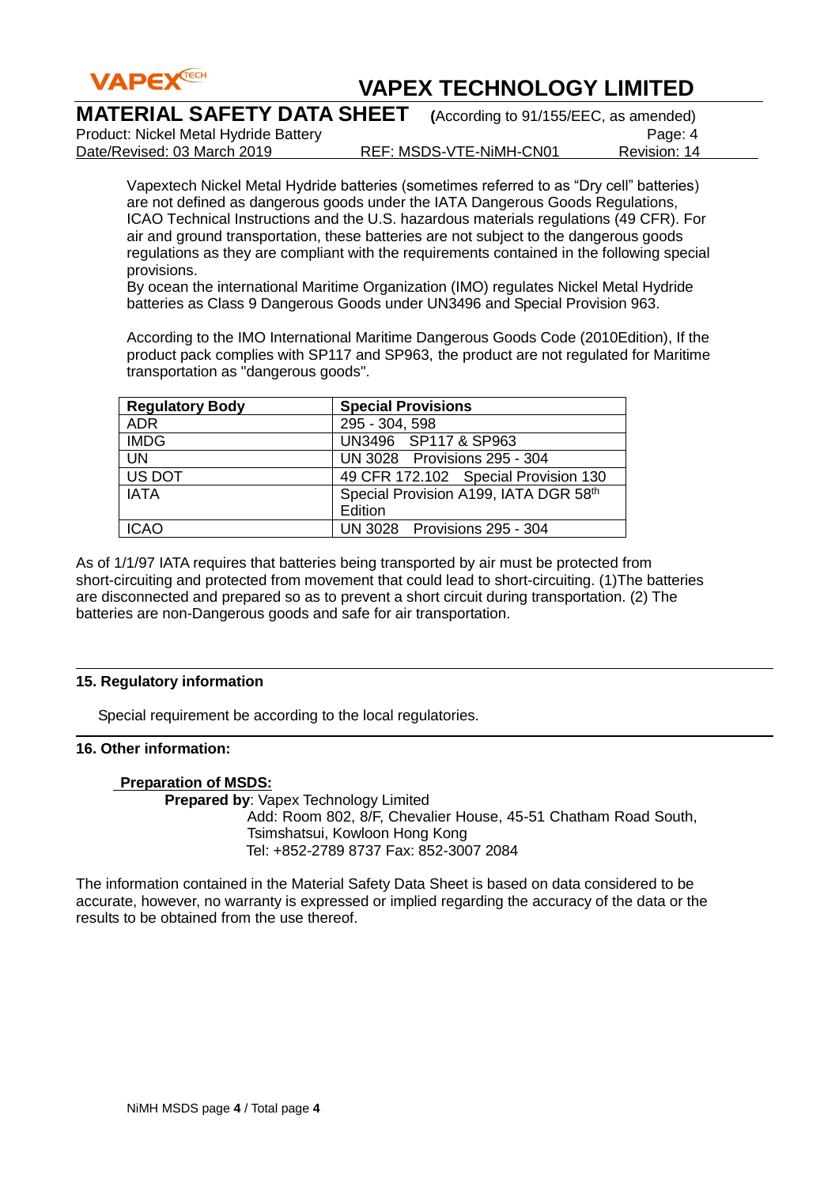Vapextech Nickel Metal Hydride batteries (sometimes referred to as "Dry cell" batteries) are not defined as dangerous goods under the IATA Dangerous Goods Regulations, ICAO Technical Instructions and the U.S. hazardous materials regulations (49 CFR). For air and ground transportation, these batteries are not subject to the dangerous goods regulations as they are compliant with the requirements contained in the following special provisions.
By ocean the international Maritime Organization (IMO) regulates Nickel Metal Hydride batteries as Class 9 Dangerous Goods under UN3496 and Special Provision 963.

According to the IMO International Maritime Dangerous Goods Code (2010Edition), If the product pack complies with SP117 and SP963, the product are not regulated for Maritime transportation as "dangerous goods".

| Regulatory Body | Special Provisions |
|---|---|
| ADR | 295 - 304, 598 |
| IMDG | UN3496 SP117 & SP963 |
| UN | UN 3028 Provisions 295 - 304 |
| US DOT | 49 CFR 172.102 Special Provision 130 |
| IATA | Special Provision A199, IATA DGR 58th Edition |
| ICAO | UN 3028 Provisions 295 - 304 |

As of 1/1/97 IATA requires that batteries being transported by air must be protected from short-circuiting and protected from movement that could lead to short-circuiting. (1)The batteries are disconnected and prepared so as to prevent a short circuit during transportation. (2) The batteries are non-Dangerous goods and safe for air transportation.

## 15. Regulatory information

Special requirement be according to the local regulatories.

## 16. Other information:

**Preparation of MSDS:**

**Prepared by**: Vapex Technology Limited
Add: Room 802, 8/F, Chevalier House, 45-51 Chatham Road South, Tsimshatsui, Kowloon Hong Kong
Tel: +852-2789 8737 Fax: 852-3007 2084

The information contained in the Material Safety Data Sheet is based on data considered to be accurate, however, no warranty is expressed or implied regarding the accuracy of the data or the results to be obtained from the use thereof.